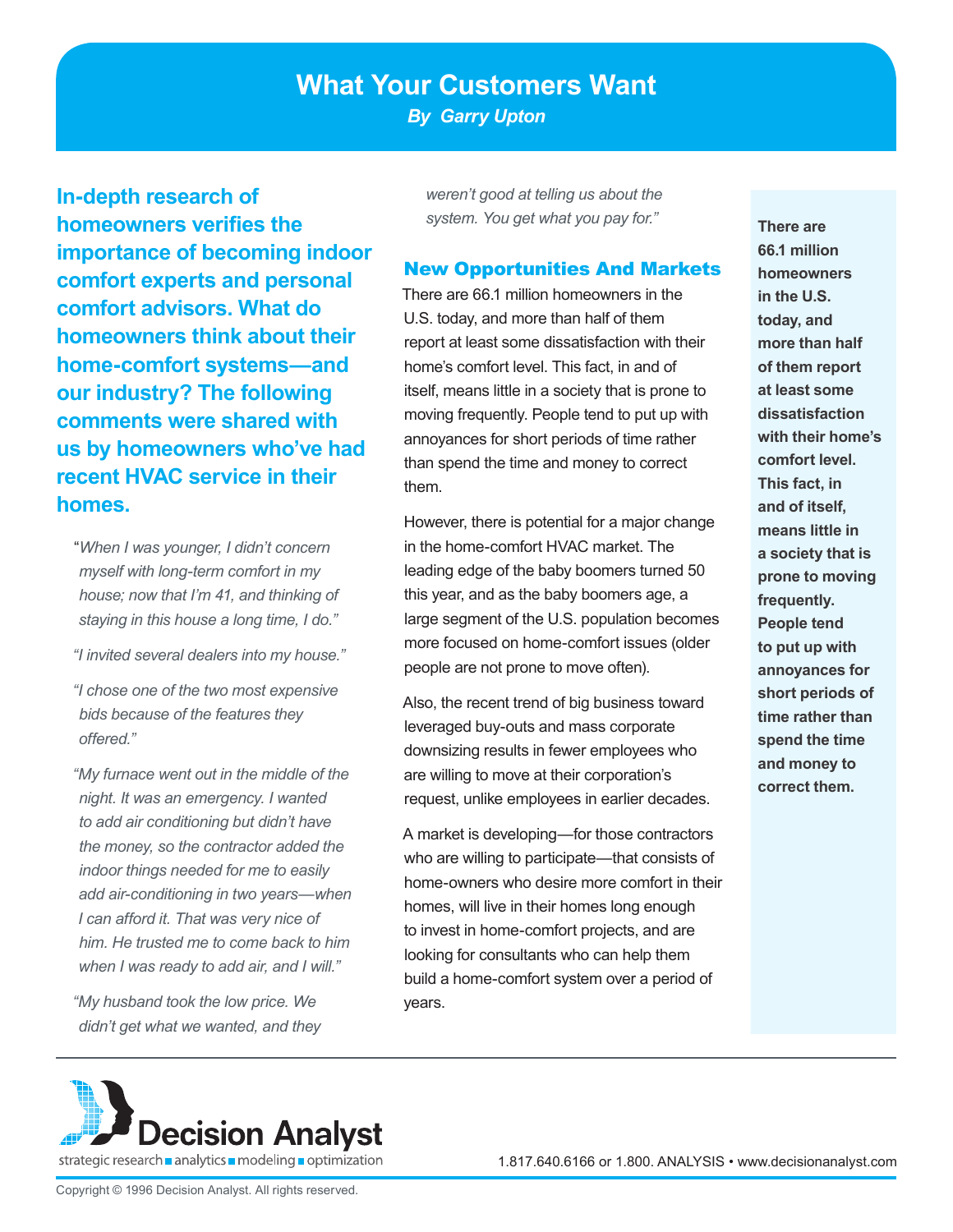# What Your Customers Want

***By Garry Upton***

**In-depth research of homeowners verifies the importance of becoming indoor comfort experts and personal comfort advisors. What do homeowners think about their home-comfort systems—and our industry? The following comments were shared with us by homeowners who've had recent HVAC service in their homes.**

"*When I was younger, I didn't concern myself with long-term comfort in my house; now that I'm 41, and thinking of staying in this house a long time, I do.*"

*"I invited several dealers into my house."*

*"I chose one of the two most expensive bids because of the features they offered."*

*"My furnace went out in the middle of the night. It was an emergency. I wanted to add air conditioning but didn't have the money, so the contractor added the indoor things needed for me to easily add air-conditioning in two years—when I can afford it. That was very nice of him. He trusted me to come back to him when I was ready to add air, and I will."*

*"My husband took the low price. We didn't get what we wanted, and they weren't good at telling us about the system. You get what you pay for."*

## New Opportunities And Markets

There are 66.1 million homeowners in the U.S. today, and more than half of them report at least some dissatisfaction with their home's comfort level. This fact, in and of itself, means little in a society that is prone to moving frequently. People tend to put up with annoyances for short periods of time rather than spend the time and money to correct them.

However, there is potential for a major change in the home-comfort HVAC market. The leading edge of the baby boomers turned 50 this year, and as the baby boomers age, a large segment of the U.S. population becomes more focused on home-comfort issues (older people are not prone to move often).

Also, the recent trend of big business toward leveraged buy-outs and mass corporate downsizing results in fewer employees who are willing to move at their corporation's request, unlike employees in earlier decades.

A market is developing—for those contractors who are willing to participate—that consists of home-owners who desire more comfort in their homes, will live in their homes long enough to invest in home-comfort projects, and are looking for consultants who can help them build a home-comfort system over a period of years.

**There are 66.1 million homeowners in the U.S. today, and more than half of them report at least some dissatisfaction with their home's comfort level. This fact, in and of itself, means little in a society that is prone to moving frequently. People tend to put up with annoyances for short periods of time rather than spend the time and money to correct them.**

Decision Analyst
strategic research ■ analytics ■ modeling ■ optimization

1.817.640.6166 or 1.800. ANALYSIS • www.decisionanalyst.com

Copyright © 1996 Decision Analyst. All rights reserved.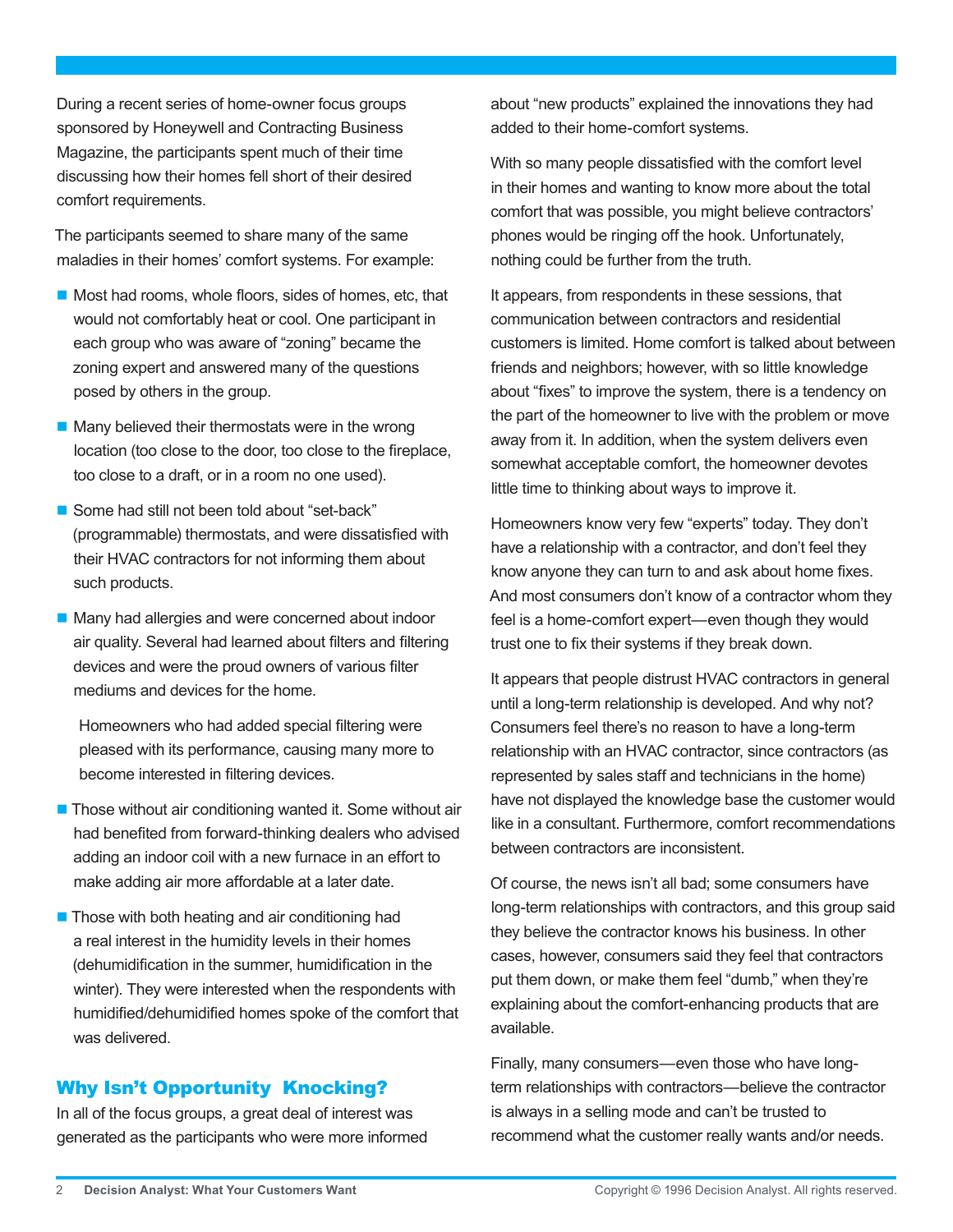During a recent series of home-owner focus groups sponsored by Honeywell and Contracting Business Magazine, the participants spent much of their time discussing how their homes fell short of their desired comfort requirements.

The participants seemed to share many of the same maladies in their homes' comfort systems. For example:

- Most had rooms, whole floors, sides of homes, etc, that would not comfortably heat or cool. One participant in each group who was aware of "zoning" became the zoning expert and answered many of the questions posed by others in the group.
- Many believed their thermostats were in the wrong location (too close to the door, too close to the fireplace, too close to a draft, or in a room no one used).
- Some had still not been told about "set-back" (programmable) thermostats, and were dissatisfied with their HVAC contractors for not informing them about such products.
- Many had allergies and were concerned about indoor air quality. Several had learned about filters and filtering devices and were the proud owners of various filter mediums and devices for the home.

  Homeowners who had added special filtering were pleased with its performance, causing many more to become interested in filtering devices.
- Those without air conditioning wanted it. Some without air had benefited from forward-thinking dealers who advised adding an indoor coil with a new furnace in an effort to make adding air more affordable at a later date.
- Those with both heating and air conditioning had a real interest in the humidity levels in their homes (dehumidification in the summer, humidification in the winter). They were interested when the respondents with humidified/dehumidified homes spoke of the comfort that was delivered.

## Why Isn't Opportunity Knocking?

In all of the focus groups, a great deal of interest was generated as the participants who were more informed about "new products" explained the innovations they had added to their home-comfort systems.

With so many people dissatisfied with the comfort level in their homes and wanting to know more about the total comfort that was possible, you might believe contractors' phones would be ringing off the hook. Unfortunately, nothing could be further from the truth.

It appears, from respondents in these sessions, that communication between contractors and residential customers is limited. Home comfort is talked about between friends and neighbors; however, with so little knowledge about "fixes" to improve the system, there is a tendency on the part of the homeowner to live with the problem or move away from it. In addition, when the system delivers even somewhat acceptable comfort, the homeowner devotes little time to thinking about ways to improve it.

Homeowners know very few "experts" today. They don't have a relationship with a contractor, and don't feel they know anyone they can turn to and ask about home fixes. And most consumers don't know of a contractor whom they feel is a home-comfort expert—even though they would trust one to fix their systems if they break down.

It appears that people distrust HVAC contractors in general until a long-term relationship is developed. And why not? Consumers feel there's no reason to have a long-term relationship with an HVAC contractor, since contractors (as represented by sales staff and technicians in the home) have not displayed the knowledge base the customer would like in a consultant. Furthermore, comfort recommendations between contractors are inconsistent.

Of course, the news isn't all bad; some consumers have long-term relationships with contractors, and this group said they believe the contractor knows his business. In other cases, however, consumers said they feel that contractors put them down, or make them feel "dumb," when they're explaining about the comfort-enhancing products that are available.

Finally, many consumers—even those who have long-term relationships with contractors—believe the contractor is always in a selling mode and can't be trusted to recommend what the customer really wants and/or needs.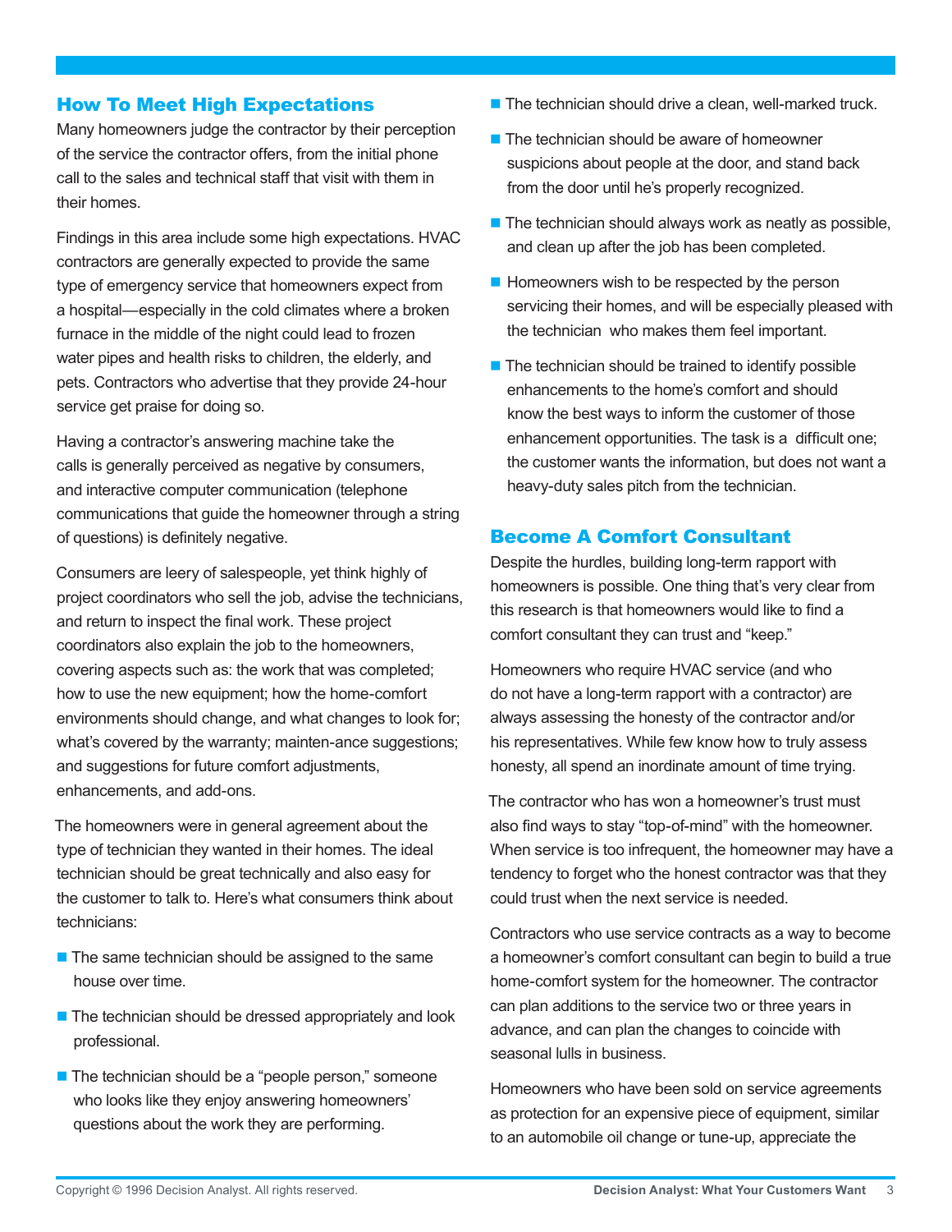## How To Meet High Expectations

Many homeowners judge the contractor by their perception of the service the contractor offers, from the initial phone call to the sales and technical staff that visit with them in their homes.

Findings in this area include some high expectations. HVAC contractors are generally expected to provide the same type of emergency service that homeowners expect from a hospital—especially in the cold climates where a broken furnace in the middle of the night could lead to frozen water pipes and health risks to children, the elderly, and pets. Contractors who advertise that they provide 24-hour service get praise for doing so.

Having a contractor's answering machine take the calls is generally perceived as negative by consumers, and interactive computer communication (telephone communications that guide the homeowner through a string of questions) is definitely negative.

Consumers are leery of salespeople, yet think highly of project coordinators who sell the job, advise the technicians, and return to inspect the final work. These project coordinators also explain the job to the homeowners, covering aspects such as: the work that was completed; how to use the new equipment; how the home-comfort environments should change, and what changes to look for; what's covered by the warranty; mainten-ance suggestions; and suggestions for future comfort adjustments, enhancements, and add-ons.

The homeowners were in general agreement about the type of technician they wanted in their homes. The ideal technician should be great technically and also easy for the customer to talk to. Here's what consumers think about technicians:

- The same technician should be assigned to the same house over time.
- The technician should be dressed appropriately and look professional.
- The technician should be a "people person," someone who looks like they enjoy answering homeowners' questions about the work they are performing.
- The technician should drive a clean, well-marked truck.
- The technician should be aware of homeowner suspicions about people at the door, and stand back from the door until he's properly recognized.
- The technician should always work as neatly as possible, and clean up after the job has been completed.
- Homeowners wish to be respected by the person servicing their homes, and will be especially pleased with the technician who makes them feel important.
- The technician should be trained to identify possible enhancements to the home's comfort and should know the best ways to inform the customer of those enhancement opportunities. The task is a difficult one; the customer wants the information, but does not want a heavy-duty sales pitch from the technician.

## Become A Comfort Consultant

Despite the hurdles, building long-term rapport with homeowners is possible. One thing that's very clear from this research is that homeowners would like to find a comfort consultant they can trust and "keep."

Homeowners who require HVAC service (and who do not have a long-term rapport with a contractor) are always assessing the honesty of the contractor and/or his representatives. While few know how to truly assess honesty, all spend an inordinate amount of time trying.

The contractor who has won a homeowner's trust must also find ways to stay "top-of-mind" with the homeowner. When service is too infrequent, the homeowner may have a tendency to forget who the honest contractor was that they could trust when the next service is needed.

Contractors who use service contracts as a way to become a homeowner's comfort consultant can begin to build a true home-comfort system for the homeowner. The contractor can plan additions to the service two or three years in advance, and can plan the changes to coincide with seasonal lulls in business.

Homeowners who have been sold on service agreements as protection for an expensive piece of equipment, similar to an automobile oil change or tune-up, appreciate the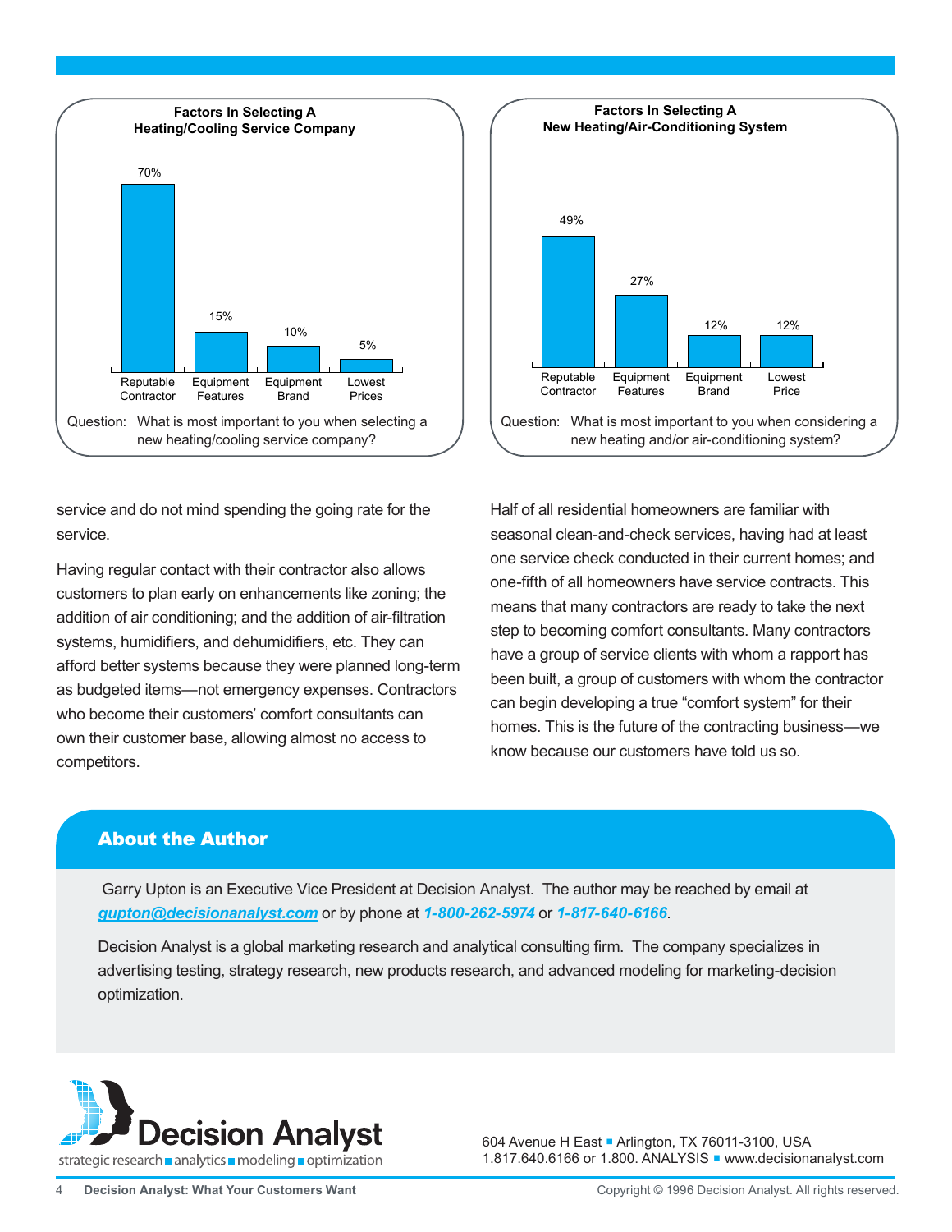**Factors In Selecting A Heating/Cooling Service Company**

70%
15%
10%
5%

Reputable Contractor
Equipment Features
Equipment Brand
Lowest Prices

Question: What is most important to you when selecting a new heating/cooling service company?

**Factors In Selecting A New Heating/Air-Conditioning System**

49%
27%
12%
12%

Reputable Contractor
Equipment Features
Equipment Brand
Lowest Price

Question: What is most important to you when considering a new heating and/or air-conditioning system?

service and do not mind spending the going rate for the service.

Having regular contact with their contractor also allows customers to plan early on enhancements like zoning; the addition of air conditioning; and the addition of air-filtration systems, humidifiers, and dehumidifiers, etc. They can afford better systems because they were planned long-term as budgeted items—not emergency expenses. Contractors who become their customers' comfort consultants can own their customer base, allowing almost no access to competitors.

Half of all residential homeowners are familiar with seasonal clean-and-check services, having had at least one service check conducted in their current homes; and one-fifth of all homeowners have service contracts. This means that many contractors are ready to take the next step to becoming comfort consultants. Many contractors have a group of service clients with whom a rapport has been built, a group of customers with whom the contractor can begin developing a true "comfort system" for their homes. This is the future of the contracting business—we know because our customers have told us so.

## About the Author

Garry Upton is an Executive Vice President at Decision Analyst. The author may be reached by email at ***gupton@decisionanalyst.com*** or by phone at ***1-800-262-5974*** or ***1-817-640-6166***.

Decision Analyst is a global marketing research and analytical consulting firm. The company specializes in advertising testing, strategy research, new products research, and advanced modeling for marketing-decision optimization.

**Decision Analyst**
strategic research ▪ analytics ▪ modeling ▪ optimization

604 Avenue H East ▪ Arlington, TX 76011-3100, USA
1.817.640.6166 or 1.800. ANALYSIS ▪ www.decisionanalyst.com

Copyright © 1996 Decision Analyst. All rights reserved.